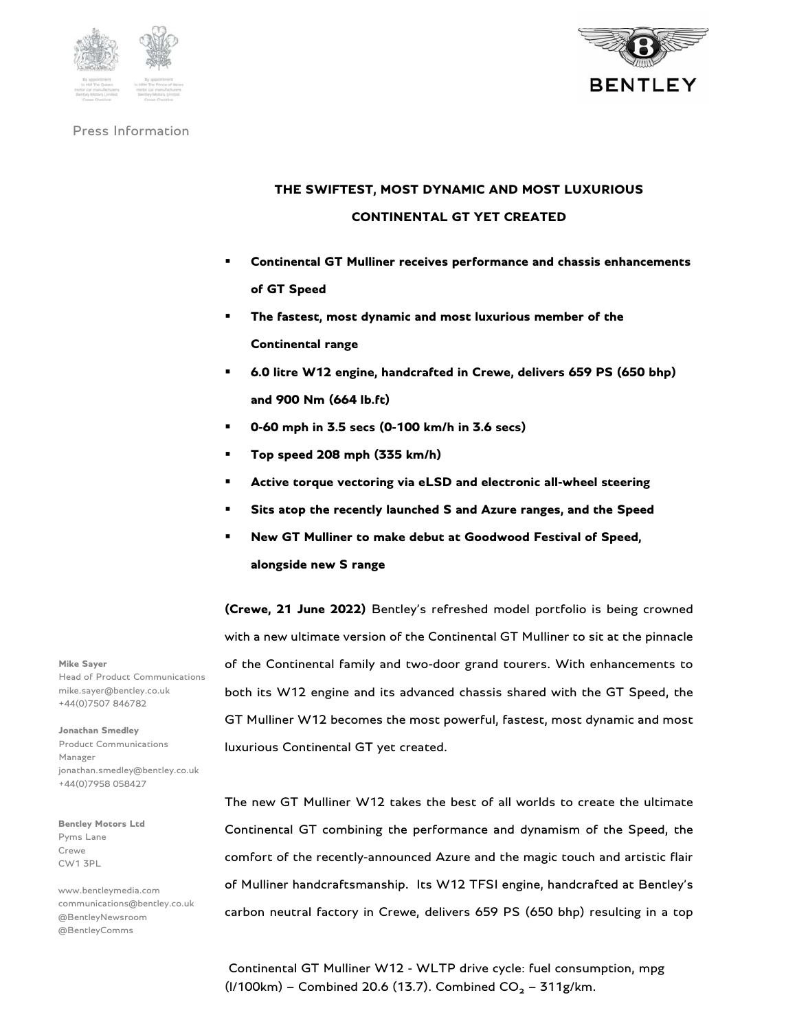Press Information

# THE SWIFTEST, MOST DYNAMIC AND MOST LUXURIOUS CONTINENTAL GT YET CREATED

- **Continental GT Mulliner receives performance and chassis enhancements of GT Speed**
- **The fastest, most dynamic and most luxurious member of the Continental range**
- **6.0 litre W12 engine, handcrafted in Crewe, delivers 659 PS (650 bhp) and 900 Nm (664 lb.ft)**
- **0-60 mph in 3.5 secs (0-100 km/h in 3.6 secs)**
- **Top speed 208 mph (335 km/h)**
- **Active torque vectoring via eLSD and electronic all-wheel steering**
- **Sits atop the recently launched S and Azure ranges, and the Speed**
- **New GT Mulliner to make debut at Goodwood Festival of Speed, alongside new S range**

**(Crewe, 21 June 2022)** Bentley's refreshed model portfolio is being crowned with a new ultimate version of the Continental GT Mulliner to sit at the pinnacle of the Continental family and two-door grand tourers. With enhancements to both its W12 engine and its advanced chassis shared with the GT Speed, the GT Mulliner W12 becomes the most powerful, fastest, most dynamic and most luxurious Continental GT yet created.

The new GT Mulliner W12 takes the best of all worlds to create the ultimate Continental GT combining the performance and dynamism of the Speed, the comfort of the recently-announced Azure and the magic touch and artistic flair of Mulliner handcraftsmanship. Its W12 TFSI engine, handcrafted at Bentley's carbon neutral factory in Crewe, delivers 659 PS (650 bhp) resulting in a top

**Mike Sayer**
Head of Product Communications
mike.sayer@bentley.co.uk
+44(0)7507 846782

**Jonathan Smedley**
Product Communications Manager
jonathan.smedley@bentley.co.uk
+44(0)7958 058427

**Bentley Motors Ltd**
Pyms Lane
Crewe
CW1 3PL

www.bentleymedia.com
communications@bentley.co.uk
@BentleyNewsroom
@BentleyComms

Continental GT Mulliner W12 - WLTP drive cycle: fuel consumption, mpg (l/100km) – Combined 20.6 (13.7). Combined $CO_2$ – 311g/km.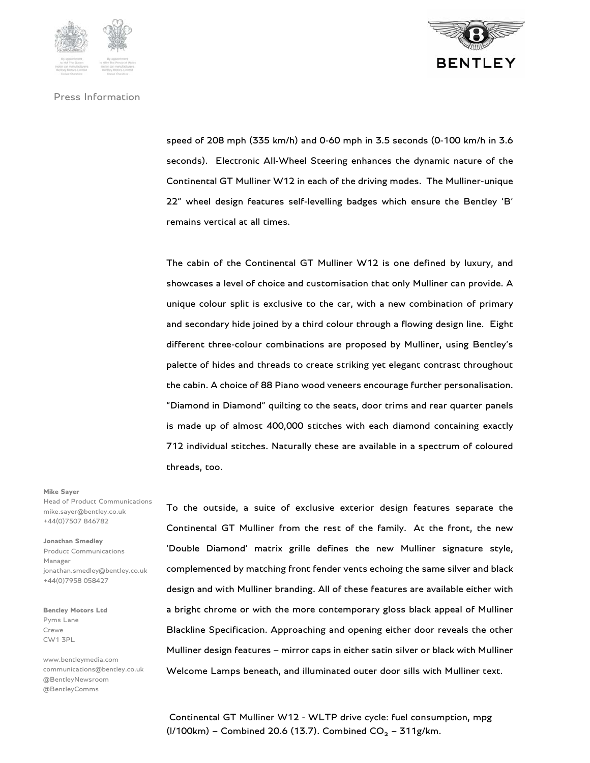Press Information

speed of 208 mph (335 km/h) and 0-60 mph in 3.5 seconds (0-100 km/h in 3.6 seconds). Electronic All-Wheel Steering enhances the dynamic nature of the Continental GT Mulliner W12 in each of the driving modes. The Mulliner-unique 22" wheel design features self-levelling badges which ensure the Bentley 'B' remains vertical at all times.

The cabin of the Continental GT Mulliner W12 is one defined by luxury, and showcases a level of choice and customisation that only Mulliner can provide. A unique colour split is exclusive to the car, with a new combination of primary and secondary hide joined by a third colour through a flowing design line. Eight different three-colour combinations are proposed by Mulliner, using Bentley's palette of hides and threads to create striking yet elegant contrast throughout the cabin. A choice of 88 Piano wood veneers encourage further personalisation. "Diamond in Diamond" quilting to the seats, door trims and rear quarter panels is made up of almost 400,000 stitches with each diamond containing exactly 712 individual stitches. Naturally these are available in a spectrum of coloured threads, too.

To the outside, a suite of exclusive exterior design features separate the Continental GT Mulliner from the rest of the family. At the front, the new 'Double Diamond' matrix grille defines the new Mulliner signature style, complemented by matching front fender vents echoing the same silver and black design and with Mulliner branding. All of these features are available either with a bright chrome or with the more contemporary gloss black appeal of Mulliner Blackline Specification. Approaching and opening either door reveals the other Mulliner design features – mirror caps in either satin silver or black with Mulliner Welcome Lamps beneath, and illuminated outer door sills with Mulliner text.

Continental GT Mulliner W12 - WLTP drive cycle: fuel consumption, mpg (l/100km) – Combined 20.6 (13.7). Combined $CO_2$ – 311g/km.

**Mike Sayer**
Head of Product Communications
mike.sayer@bentley.co.uk
+44(0)7507 846782

**Jonathan Smedley**
Product Communications Manager
jonathan.smedley@bentley.co.uk
+44(0)7958 058427

**Bentley Motors Ltd**
Pyms Lane
Crewe
CW1 3PL

www.bentleymedia.com
communications@bentley.co.uk
@BentleyNewsroom
@BentleyComms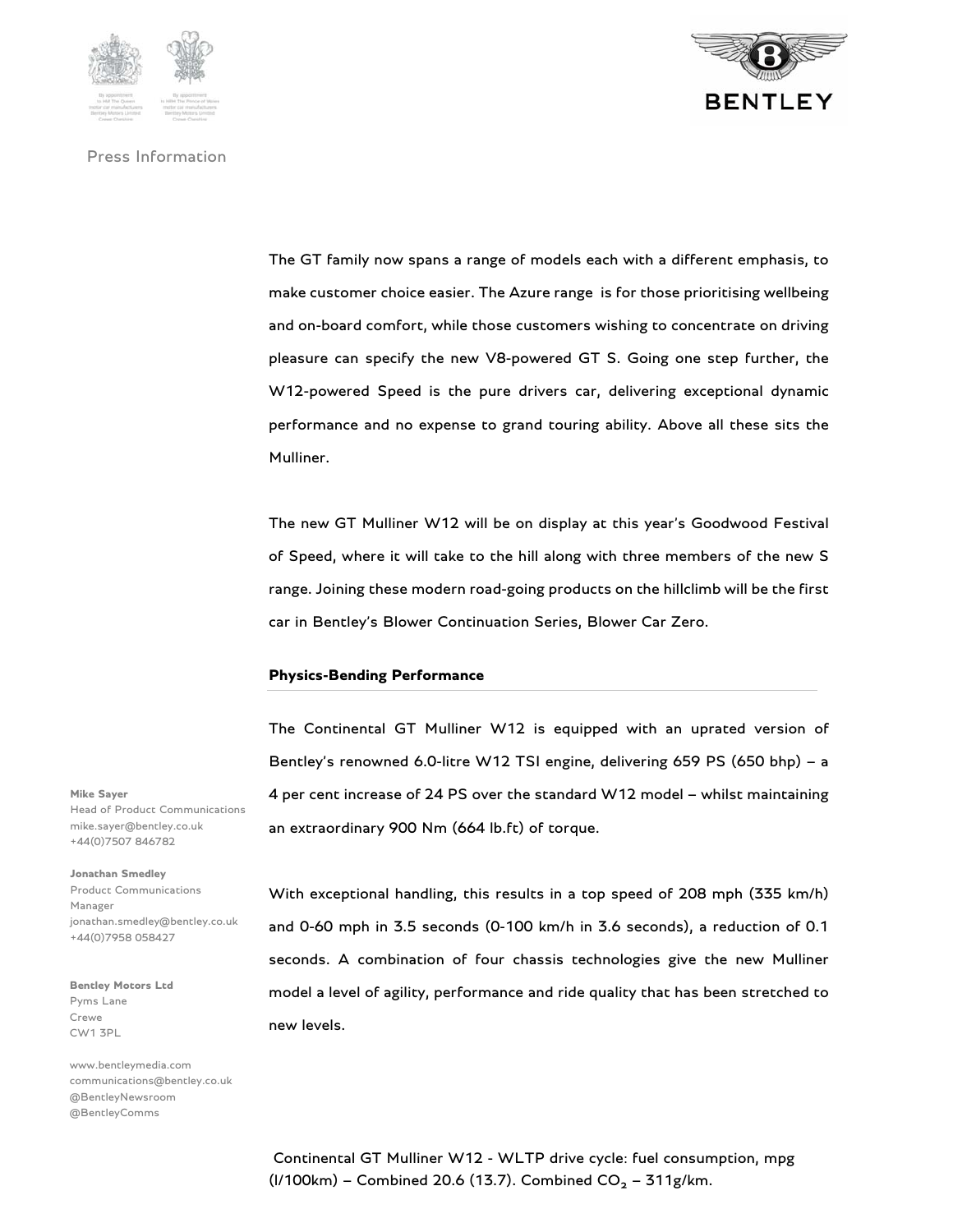Press Information

The GT family now spans a range of models each with a different emphasis, to make customer choice easier. The Azure range is for those prioritising wellbeing and on-board comfort, while those customers wishing to concentrate on driving pleasure can specify the new V8-powered GT S. Going one step further, the W12-powered Speed is the pure drivers car, delivering exceptional dynamic performance and no expense to grand touring ability. Above all these sits the Mulliner.

The new GT Mulliner W12 will be on display at this year's Goodwood Festival of Speed, where it will take to the hill along with three members of the new S range. Joining these modern road-going products on the hillclimb will be the first car in Bentley's Blower Continuation Series, Blower Car Zero.

**Physics-Bending Performance**

The Continental GT Mulliner W12 is equipped with an uprated version of Bentley's renowned 6.0-litre W12 TSI engine, delivering 659 PS (650 bhp) – a 4 per cent increase of 24 PS over the standard W12 model – whilst maintaining an extraordinary 900 Nm (664 lb.ft) of torque.

With exceptional handling, this results in a top speed of 208 mph (335 km/h) and 0-60 mph in 3.5 seconds (0-100 km/h in 3.6 seconds), a reduction of 0.1 seconds. A combination of four chassis technologies give the new Mulliner model a level of agility, performance and ride quality that has been stretched to new levels.

**Mike Sayer**
Head of Product Communications
mike.sayer@bentley.co.uk
+44(0)7507 846782

**Jonathan Smedley**
Product Communications Manager
jonathan.smedley@bentley.co.uk
+44(0)7958 058427

**Bentley Motors Ltd**
Pyms Lane
Crewe
CW1 3PL

www.bentleymedia.com
communications@bentley.co.uk
@BentleyNewsroom
@BentleyComms

Continental GT Mulliner W12 - WLTP drive cycle: fuel consumption, mpg (l/100km) – Combined 20.6 (13.7). Combined $CO_2$ – 311g/km.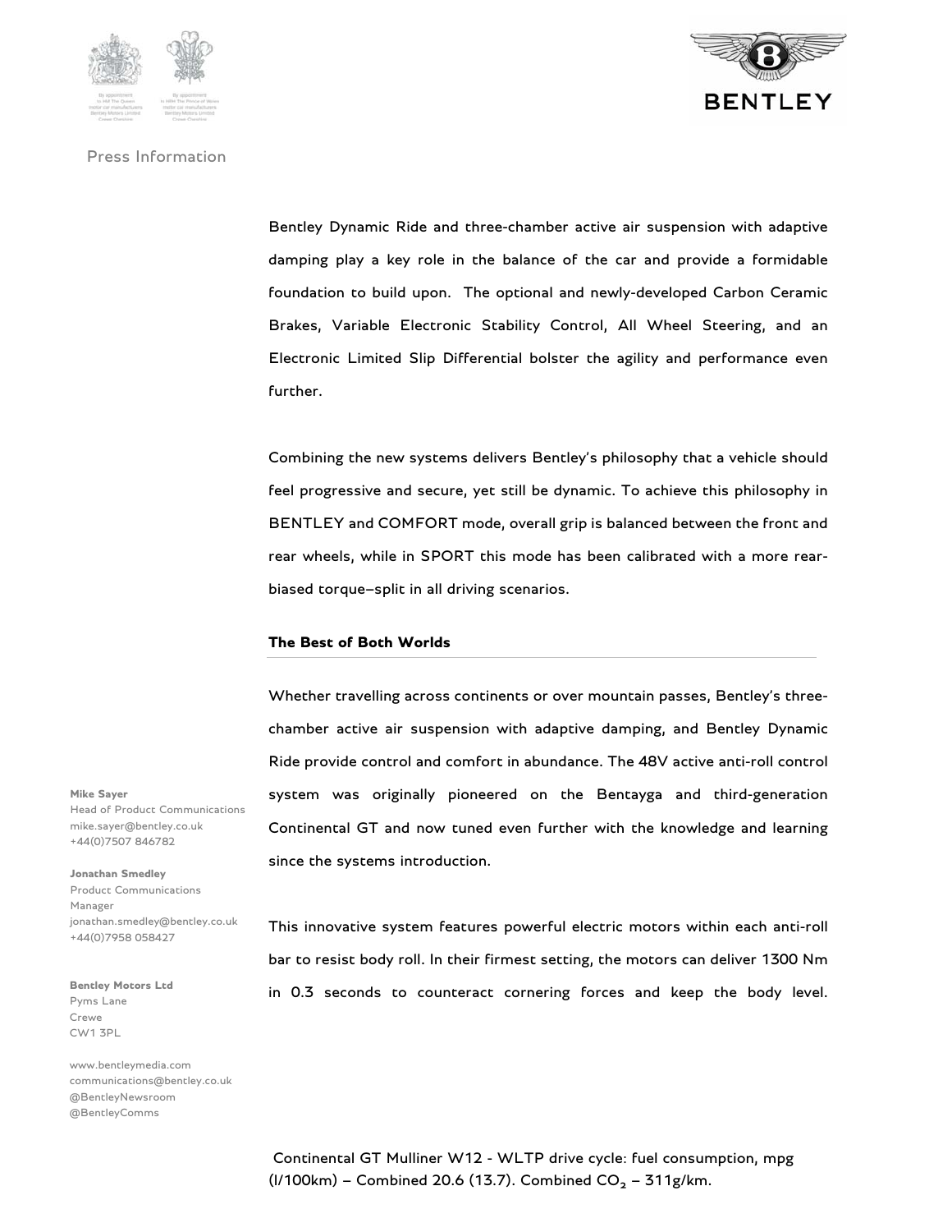Press Information

Bentley Dynamic Ride and three-chamber active air suspension with adaptive damping play a key role in the balance of the car and provide a formidable foundation to build upon. The optional and newly-developed Carbon Ceramic Brakes, Variable Electronic Stability Control, All Wheel Steering, and an Electronic Limited Slip Differential bolster the agility and performance even further.

Combining the new systems delivers Bentley's philosophy that a vehicle should feel progressive and secure, yet still be dynamic. To achieve this philosophy in BENTLEY and COMFORT mode, overall grip is balanced between the front and rear wheels, while in SPORT this mode has been calibrated with a more rear-biased torque–split in all driving scenarios.

**The Best of Both Worlds**

Whether travelling across continents or over mountain passes, Bentley's three-chamber active air suspension with adaptive damping, and Bentley Dynamic Ride provide control and comfort in abundance. The 48V active anti-roll control system was originally pioneered on the Bentayga and third-generation Continental GT and now tuned even further with the knowledge and learning since the systems introduction.

This innovative system features powerful electric motors within each anti-roll bar to resist body roll. In their firmest setting, the motors can deliver 1300 Nm in 0.3 seconds to counteract cornering forces and keep the body level.

**Mike Sayer**
Head of Product Communications
mike.sayer@bentley.co.uk
+44(0)7507 846782

**Jonathan Smedley**
Product Communications Manager
jonathan.smedley@bentley.co.uk
+44(0)7958 058427

**Bentley Motors Ltd**
Pyms Lane
Crewe
CW1 3PL

www.bentleymedia.com
communications@bentley.co.uk
@BentleyNewsroom
@BentleyComms

Continental GT Mulliner W12 - WLTP drive cycle: fuel consumption, mpg (l/100km) – Combined 20.6 (13.7). Combined $CO_2$ – 311g/km.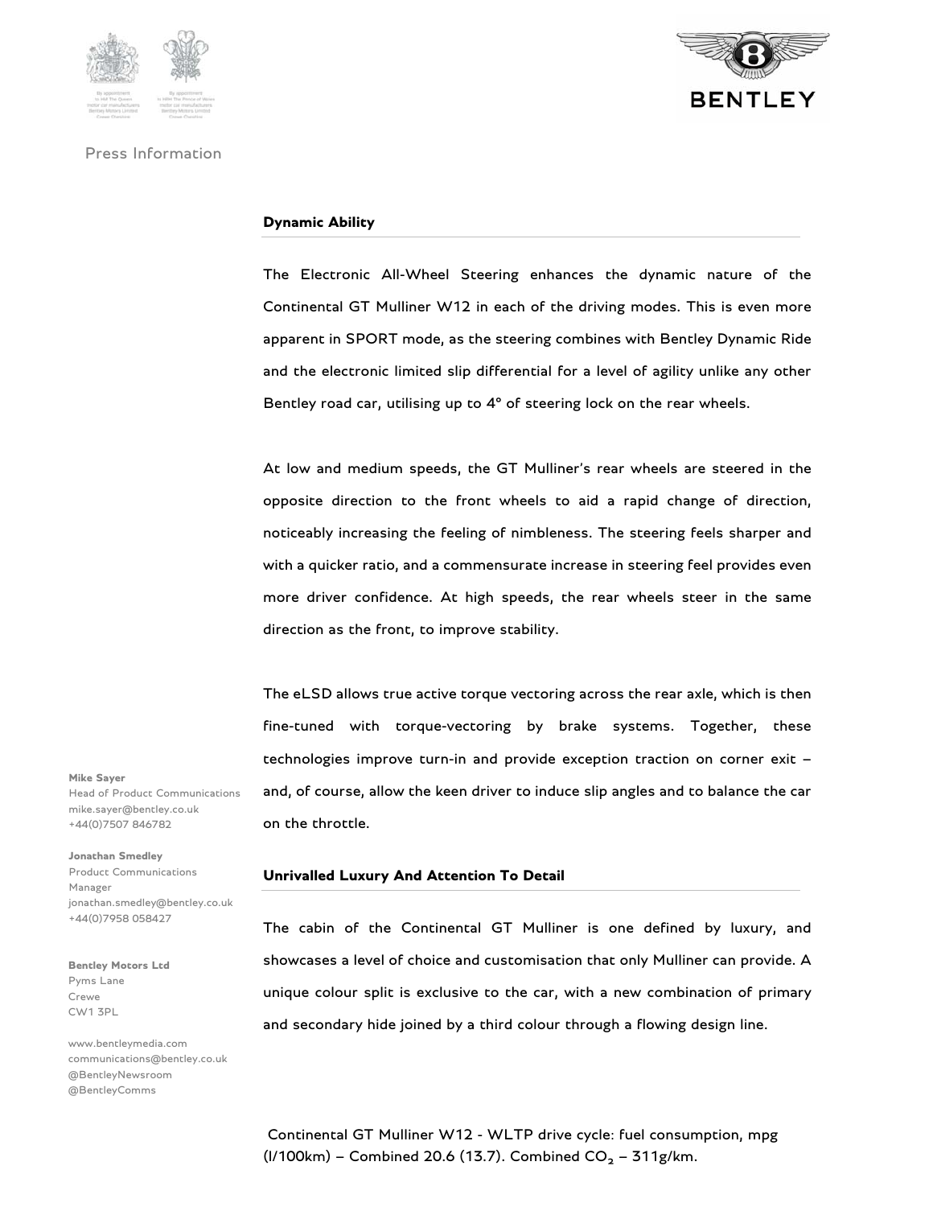Press Information

## Dynamic Ability

The Electronic All-Wheel Steering enhances the dynamic nature of the Continental GT Mulliner W12 in each of the driving modes. This is even more apparent in SPORT mode, as the steering combines with Bentley Dynamic Ride and the electronic limited slip differential for a level of agility unlike any other Bentley road car, utilising up to 4° of steering lock on the rear wheels.

At low and medium speeds, the GT Mulliner's rear wheels are steered in the opposite direction to the front wheels to aid a rapid change of direction, noticeably increasing the feeling of nimbleness. The steering feels sharper and with a quicker ratio, and a commensurate increase in steering feel provides even more driver confidence. At high speeds, the rear wheels steer in the same direction as the front, to improve stability.

The eLSD allows true active torque vectoring across the rear axle, which is then fine-tuned with torque-vectoring by brake systems. Together, these technologies improve turn-in and provide exception traction on corner exit – and, of course, allow the keen driver to induce slip angles and to balance the car on the throttle.

## Unrivalled Luxury And Attention To Detail

The cabin of the Continental GT Mulliner is one defined by luxury, and showcases a level of choice and customisation that only Mulliner can provide. A unique colour split is exclusive to the car, with a new combination of primary and secondary hide joined by a third colour through a flowing design line.

**Mike Sayer**
Head of Product Communications
mike.sayer@bentley.co.uk
+44(0)7507 846782

**Jonathan Smedley**
Product Communications Manager
jonathan.smedley@bentley.co.uk
+44(0)7958 058427

**Bentley Motors Ltd**
Pyms Lane
Crewe
CW1 3PL

www.bentleymedia.com
communications@bentley.co.uk
@BentleyNewsroom
@BentleyComms

Continental GT Mulliner W12 - WLTP drive cycle: fuel consumption, mpg (l/100km) – Combined 20.6 (13.7). Combined $CO_2$ – 311g/km.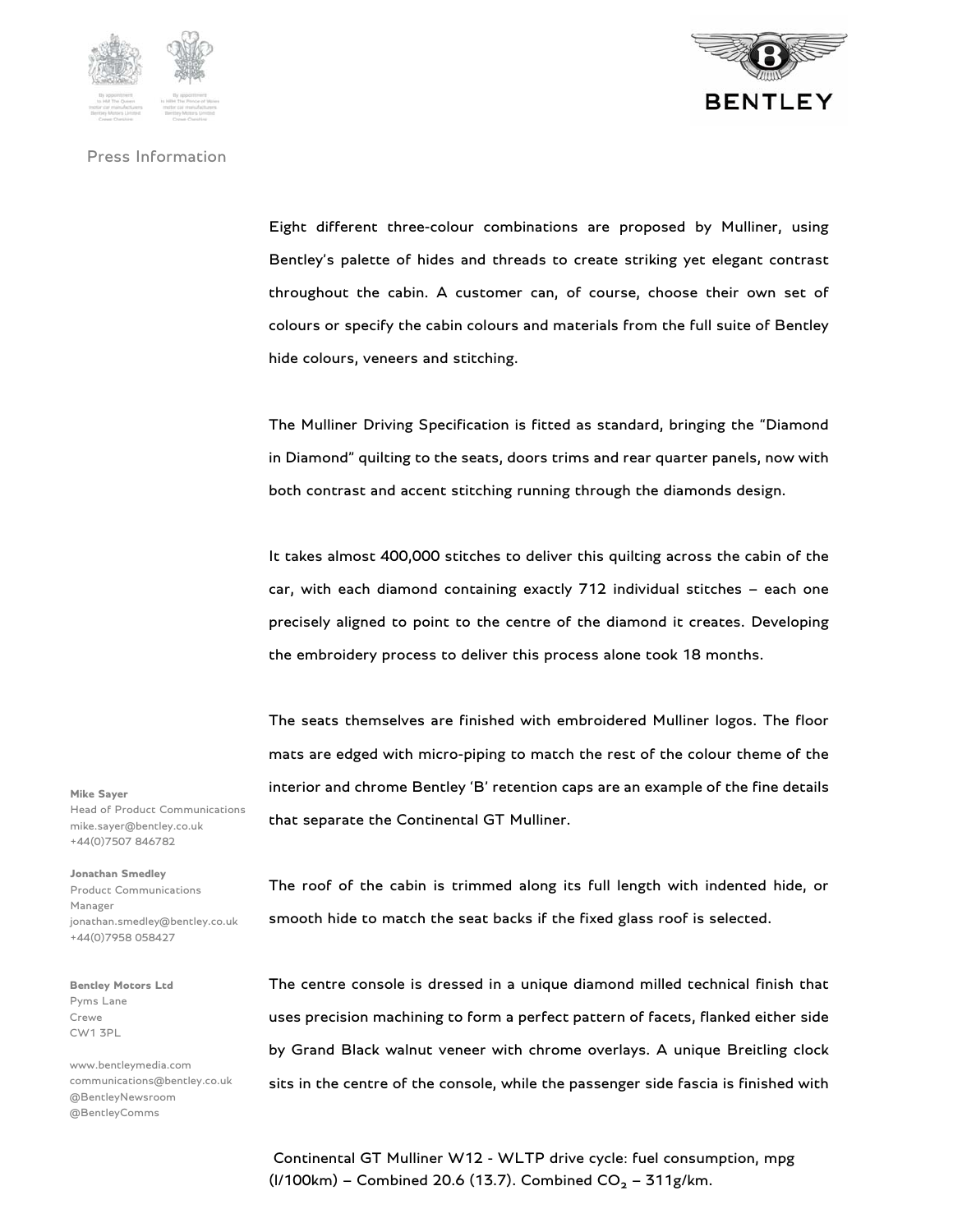Press Information

Eight different three-colour combinations are proposed by Mulliner, using Bentley's palette of hides and threads to create striking yet elegant contrast throughout the cabin. A customer can, of course, choose their own set of colours or specify the cabin colours and materials from the full suite of Bentley hide colours, veneers and stitching.

The Mulliner Driving Specification is fitted as standard, bringing the "Diamond in Diamond" quilting to the seats, doors trims and rear quarter panels, now with both contrast and accent stitching running through the diamonds design.

It takes almost 400,000 stitches to deliver this quilting across the cabin of the car, with each diamond containing exactly 712 individual stitches – each one precisely aligned to point to the centre of the diamond it creates. Developing the embroidery process to deliver this process alone took 18 months.

The seats themselves are finished with embroidered Mulliner logos. The floor mats are edged with micro-piping to match the rest of the colour theme of the interior and chrome Bentley 'B' retention caps are an example of the fine details that separate the Continental GT Mulliner.

The roof of the cabin is trimmed along its full length with indented hide, or smooth hide to match the seat backs if the fixed glass roof is selected.

The centre console is dressed in a unique diamond milled technical finish that uses precision machining to form a perfect pattern of facets, flanked either side by Grand Black walnut veneer with chrome overlays. A unique Breitling clock sits in the centre of the console, while the passenger side fascia is finished with

**Mike Sayer**
Head of Product Communications
mike.sayer@bentley.co.uk
+44(0)7507 846782

**Jonathan Smedley**
Product Communications Manager
jonathan.smedley@bentley.co.uk
+44(0)7958 058427

**Bentley Motors Ltd**
Pyms Lane
Crewe
CW1 3PL

www.bentleymedia.com
communications@bentley.co.uk
@BentleyNewsroom
@BentleyComms

Continental GT Mulliner W12 - WLTP drive cycle: fuel consumption, mpg (l/100km) – Combined 20.6 (13.7). Combined $CO_2$ – 311g/km.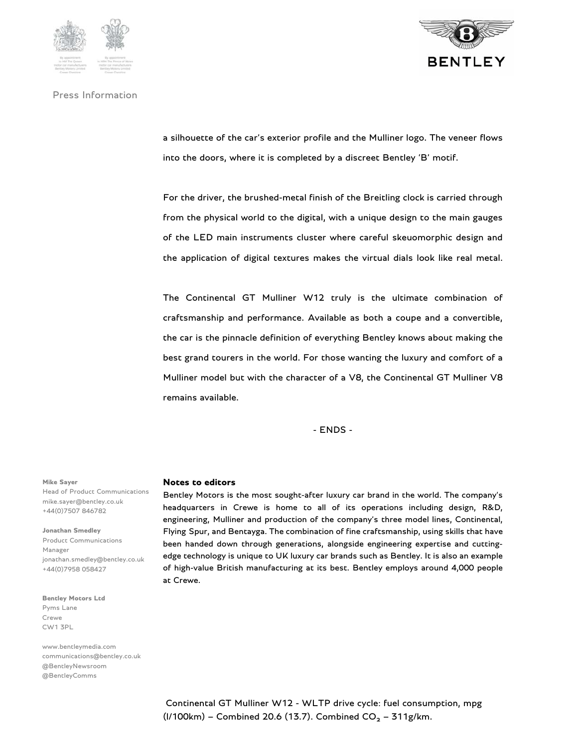Press Information

a silhouette of the car's exterior profile and the Mulliner logo. The veneer flows into the doors, where it is completed by a discreet Bentley 'B' motif.

For the driver, the brushed-metal finish of the Breitling clock is carried through from the physical world to the digital, with a unique design to the main gauges of the LED main instruments cluster where careful skeuomorphic design and the application of digital textures makes the virtual dials look like real metal.

The Continental GT Mulliner W12 truly is the ultimate combination of craftsmanship and performance. Available as both a coupe and a convertible, the car is the pinnacle definition of everything Bentley knows about making the best grand tourers in the world. For those wanting the luxury and comfort of a Mulliner model but with the character of a V8, the Continental GT Mulliner V8 remains available.

\- ENDS -

**Notes to editors**

Bentley Motors is the most sought-after luxury car brand in the world. The company's headquarters in Crewe is home to all of its operations including design, R&D, engineering, Mulliner and production of the company's three model lines, Continental, Flying Spur, and Bentayga. The combination of fine craftsmanship, using skills that have been handed down through generations, alongside engineering expertise and cutting-edge technology is unique to UK luxury car brands such as Bentley. It is also an example of high-value British manufacturing at its best. Bentley employs around 4,000 people at Crewe.

**Mike Sayer**
Head of Product Communications
mike.sayer@bentley.co.uk
+44(0)7507 846782

**Jonathan Smedley**
Product Communications Manager
jonathan.smedley@bentley.co.uk
+44(0)7958 058427

**Bentley Motors Ltd**
Pyms Lane
Crewe
CW1 3PL

www.bentleymedia.com
communications@bentley.co.uk
@BentleyNewsroom
@BentleyComms

Continental GT Mulliner W12 - WLTP drive cycle: fuel consumption, mpg (l/100km) – Combined 20.6 (13.7). Combined $CO_2$ – 311g/km.